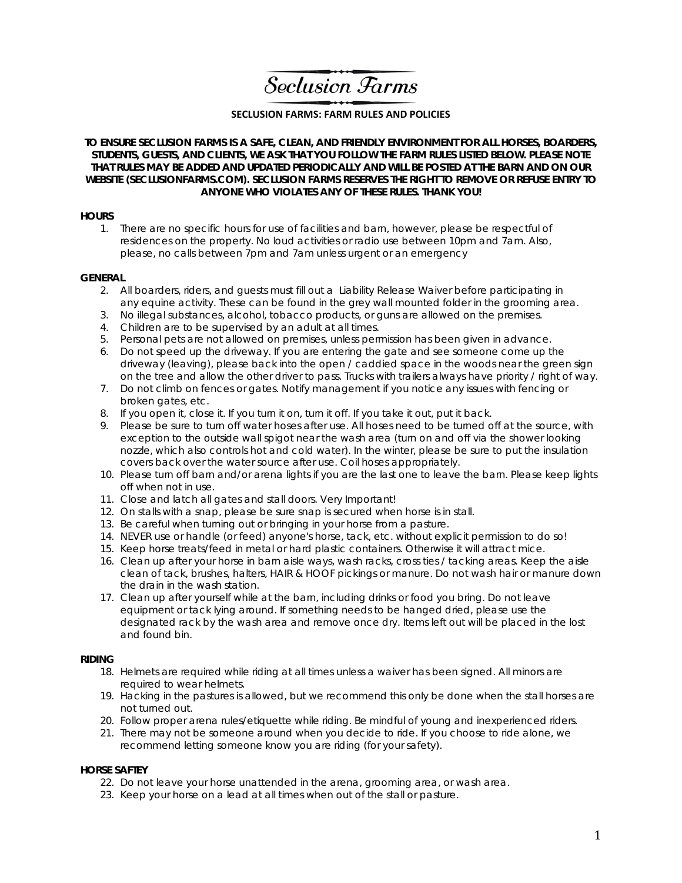# Seclusion Farms

## SECLUSION FARMS: FARM RULES AND POLICIES

**TO ENSURE SECLUSION FARMS IS A SAFE, CLEAN, AND FRIENDLY ENVIRONMENT FOR ALL HORSES, BOARDERS, STUDENTS, GUESTS, AND CLIENTS, WE ASK THAT YOU FOLLOW THE FARM RULES LISTED BELOW. PLEASE NOTE THAT RULES MAY BE ADDED AND UPDATED PERIODICALLY AND WILL BE POSTED AT THE BARN AND ON OUR WEBSITE (SECLUSIONFARMS.COM). SECLUSION FARMS RESERVES THE RIGHT TO REMOVE OR REFUSE ENTRY TO ANYONE WHO VIOLATES ANY OF THESE RULES. THANK YOU!**

**HOURS**

1. There are no specific hours for use of facilities and barn, however, please be respectful of residences on the property. No loud activities or radio use between 10pm and 7am. Also, please, no calls between 7pm and 7am unless urgent or an emergency

**GENERAL**

2. All boarders, riders, and guests must fill out a Liability Release Waiver before participating in any equine activity. These can be found in the grey wall mounted folder in the grooming area.
3. No illegal substances, alcohol, tobacco products, or guns are allowed on the premises.
4. Children are to be supervised by an adult at all times.
5. Personal pets are not allowed on premises, unless permission has been given in advance.
6. Do not speed up the driveway. If you are entering the gate and see someone come up the driveway (leaving), please back into the open / caddied space in the woods near the green sign on the tree and allow the other driver to pass. Trucks with trailers always have priority / right of way.
7. Do not climb on fences or gates. Notify management if you notice any issues with fencing or broken gates, etc.
8. If you open it, close it. If you turn it on, turn it off. If you take it out, put it back.
9. Please be sure to turn off water hoses after use. All hoses need to be turned off at the source, with exception to the outside wall spigot near the wash area (turn on and off via the shower looking nozzle, which also controls hot and cold water). In the winter, please be sure to put the insulation covers back over the water source after use. Coil hoses appropriately.
10. Please turn off barn and/or arena lights if you are the last one to leave the barn. Please keep lights off when not in use.
11. Close and latch all gates and stall doors. Very Important!
12. On stalls with a snap, please be sure snap is secured when horse is in stall.
13. Be careful when turning out or bringing in your horse from a pasture.
14. NEVER use or handle (or feed) anyone's horse, tack, etc. without explicit permission to do so!
15. Keep horse treats/feed in metal or hard plastic containers. Otherwise it will attract mice.
16. Clean up after your horse in barn aisle ways, wash racks, cross ties / tacking areas. Keep the aisle clean of tack, brushes, halters, HAIR & HOOF pickings or manure. Do not wash hair or manure down the drain in the wash station.
17. Clean up after yourself while at the barn, including drinks or food you bring. Do not leave equipment or tack lying around. If something needs to be hanged dried, please use the designated rack by the wash area and remove once dry. Items left out will be placed in the lost and found bin.

**RIDING**

18. Helmets are required while riding at all times unless a waiver has been signed. All minors are required to wear helmets.
19. Hacking in the pastures is allowed, but we recommend this only be done when the stall horses are not turned out.
20. Follow proper arena rules/etiquette while riding. Be mindful of young and inexperienced riders.
21. There may not be someone around when you decide to ride. If you choose to ride alone, we recommend letting someone know you are riding (for your safety).

**HORSE SAFTEY**

22. Do not leave your horse unattended in the arena, grooming area, or wash area.
23. Keep your horse on a lead at all times when out of the stall or pasture.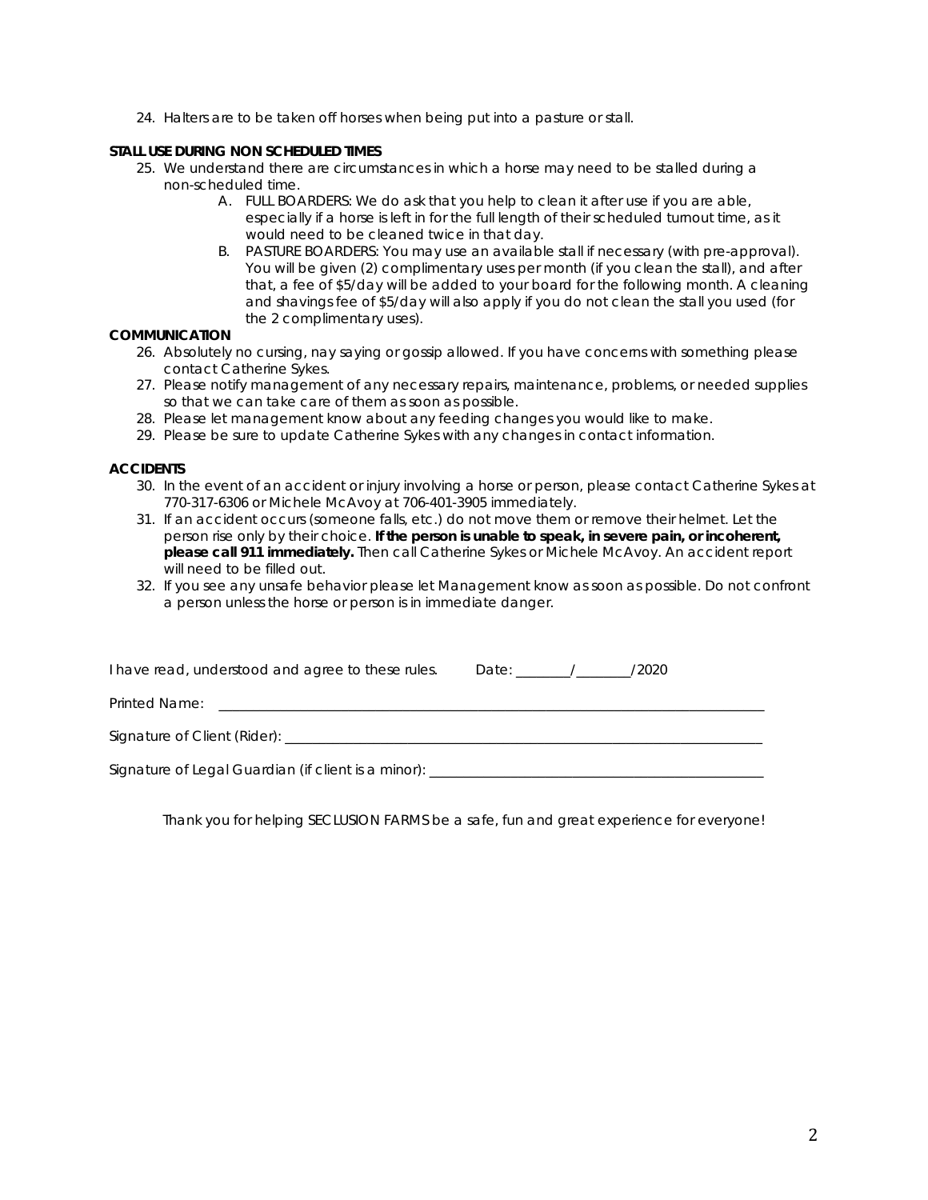24. Halters are to be taken off horses when being put into a pasture or stall.

**STALL USE DURING NON SCHEDULED TIMES**

25. We understand there are circumstances in which a horse may need to be stalled during a non-scheduled time.
    A. FULL BOARDERS: We do ask that you help to clean it after use if you are able, especially if a horse is left in for the full length of their scheduled turnout time, as it would need to be cleaned twice in that day.
    B. PASTURE BOARDERS: You may use an available stall if necessary (with pre-approval). You will be given (2) complimentary uses per month (if you clean the stall), and after that, a fee of $5/day will be added to your board for the following month. A cleaning and shavings fee of $5/day will also apply if you do not clean the stall you used (for the 2 complimentary uses).

**COMMUNICATION**

26. Absolutely no cursing, nay saying or gossip allowed. If you have concerns with something please contact Catherine Sykes.
27. Please notify management of any necessary repairs, maintenance, problems, or needed supplies so that we can take care of them as soon as possible.
28. Please let management know about any feeding changes you would like to make.
29. Please be sure to update Catherine Sykes with any changes in contact information.

**ACCIDENTS**

30. In the event of an accident or injury involving a horse or person, please contact Catherine Sykes at 770-317-6306 or Michele McAvoy at 706-401-3905 immediately.
31. If an accident occurs (someone falls, etc.) do not move them or remove their helmet. Let the person rise only by their choice. **If the person is unable to speak, in severe pain, or incoherent, please call 911 immediately.** Then call Catherine Sykes or Michele McAvoy. An accident report will need to be filled out.
32. If you see any unsafe behavior please let Management know as soon as possible. Do not confront a person unless the horse or person is in immediate danger.

I have read, understood and agree to these rules. Date: ________/________/2020

Printed Name: ______________________________________________________________________________

Signature of Client (Rider): ________________________________________________________________

Signature of Legal Guardian (if client is a minor): ______________________________________________

Thank you for helping SECLUSION FARMS be a safe, fun and great experience for everyone!